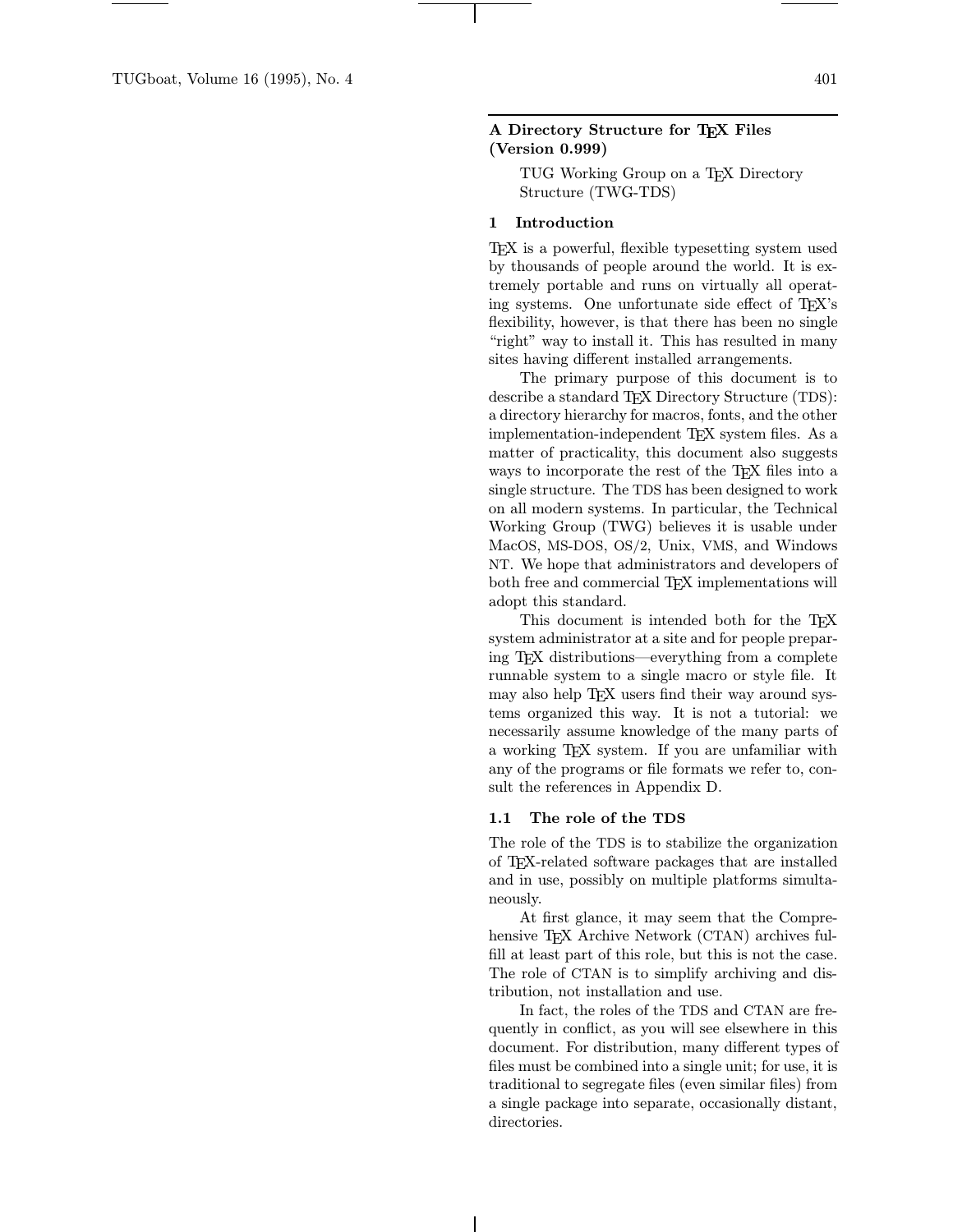# A Directory Structure for TEX Files (Version 0.999)

TUG Working Group on a TEX Directory Structure (TWG-TDS)

## 1 Introduction

TEX is a powerful, flexible typesetting system used by thousands of people around the world. It is extremely portable and runs on virtually all operating systems. One unfortunate side effect of TEX's flexibility, however, is that there has been no single "right" way to install it. This has resulted in many sites having different installed arrangements.

The primary purpose of this document is to describe a standard TEX Directory Structure (TDS): a directory hierarchy for macros, fonts, and the other implementation-independent TEX system files. As a matter of practicality, this document also suggests ways to incorporate the rest of the TEX files into a single structure. The TDS has been designed to work on all modern systems. In particular, the Technical Working Group (TWG) believes it is usable under MacOS, MS-DOS, OS/2, Unix, VMS, and Windows NT. We hope that administrators and developers of both free and commercial TEX implementations will adopt this standard.

This document is intended both for the TEX system administrator at a site and for people preparing TEX distributions—everything from a complete runnable system to a single macro or style file. It may also help TEX users find their way around systems organized this way. It is not a tutorial: we necessarily assume knowledge of the many parts of a working TEX system. If you are unfamiliar with any of the programs or file formats we refer to, consult the references in Appendix D.

### 1.1 The role of the TDS

The role of the TDS is to stabilize the organization of TEX-related software packages that are installed and in use, possibly on multiple platforms simultaneously.

At first glance, it may seem that the Comprehensive TEX Archive Network (CTAN) archives fulfill at least part of this role, but this is not the case. The role of CTAN is to simplify archiving and distribution, not installation and use.

In fact, the roles of the TDS and CTAN are frequently in conflict, as you will see elsewhere in this document. For distribution, many different types of files must be combined into a single unit; for use, it is traditional to segregate files (even similar files) from a single package into separate, occasionally distant, directories.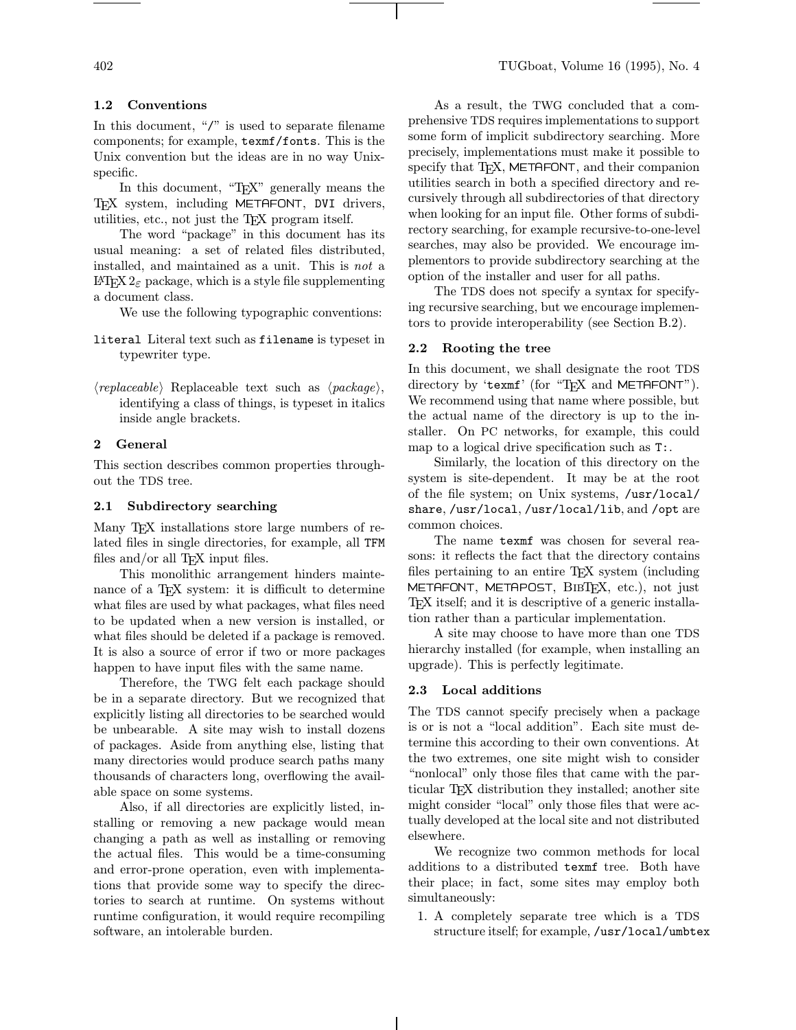### 1.2 Conventions

In this document, "/" is used to separate filename components; for example, `texmf/fonts`. This is the Unix convention but the ideas are in no way Unix-specific.

In this document, "TeX" generally means the TeX system, including METAFONT, DVI drivers, utilities, etc., not just the TeX program itself.

The word "package" in this document has its usual meaning: a set of related files distributed, installed, and maintained as a unit. This is *not* a LaTeX 2ε package, which is a style file supplementing a document class.

We use the following typographic conventions:

- `literal` Literal text such as `filename` is typeset in typewriter type.
- ⟨*replaceable*⟩ Replaceable text such as ⟨*package*⟩, identifying a class of things, is typeset in italics inside angle brackets.

## 2 General

This section describes common properties throughout the TDS tree.

### 2.1 Subdirectory searching

Many TeX installations store large numbers of related files in single directories, for example, all TFM files and/or all TeX input files.

This monolithic arrangement hinders maintenance of a TeX system: it is difficult to determine what files are used by what packages, what files need to be updated when a new version is installed, or what files should be deleted if a package is removed. It is also a source of error if two or more packages happen to have input files with the same name.

Therefore, the TWG felt each package should be in a separate directory. But we recognized that explicitly listing all directories to be searched would be unbearable. A site may wish to install dozens of packages. Aside from anything else, listing that many directories would produce search paths many thousands of characters long, overflowing the available space on some systems.

Also, if all directories are explicitly listed, installing or removing a new package would mean changing a path as well as installing or removing the actual files. This would be a time-consuming and error-prone operation, even with implementations that provide some way to specify the directories to search at runtime. On systems without runtime configuration, it would require recompiling software, an intolerable burden.

As a result, the TWG concluded that a comprehensive TDS requires implementations to support some form of implicit subdirectory searching. More precisely, implementations must make it possible to specify that TeX, METAFONT, and their companion utilities search in both a specified directory and recursively through all subdirectories of that directory when looking for an input file. Other forms of subdirectory searching, for example recursive-to-one-level searches, may also be provided. We encourage implementors to provide subdirectory searching at the option of the installer and user for all paths.

The TDS does not specify a syntax for specifying recursive searching, but we encourage implementors to provide interoperability (see Section B.2).

### 2.2 Rooting the tree

In this document, we shall designate the root TDS directory by '`texmf`' (for "TeX and METAFONT"). We recommend using that name where possible, but the actual name of the directory is up to the installer. On PC networks, for example, this could map to a logical drive specification such as `T:`.

Similarly, the location of this directory on the system is site-dependent. It may be at the root of the file system; on Unix systems, `/usr/local/share`, `/usr/local`, `/usr/local/lib`, and `/opt` are common choices.

The name `texmf` was chosen for several reasons: it reflects the fact that the directory contains files pertaining to an entire TeX system (including METAFONT, METAPOST, BibTeX, etc.), not just TeX itself; and it is descriptive of a generic installation rather than a particular implementation.

A site may choose to have more than one TDS hierarchy installed (for example, when installing an upgrade). This is perfectly legitimate.

### 2.3 Local additions

The TDS cannot specify precisely when a package is or is not a "local addition". Each site must determine this according to their own conventions. At the two extremes, one site might wish to consider "nonlocal" only those files that came with the particular TeX distribution they installed; another site might consider "local" only those files that were actually developed at the local site and not distributed elsewhere.

We recognize two common methods for local additions to a distributed `texmf` tree. Both have their place; in fact, some sites may employ both simultaneously:

1. A completely separate tree which is a TDS structure itself; for example, `/usr/local/umbtex`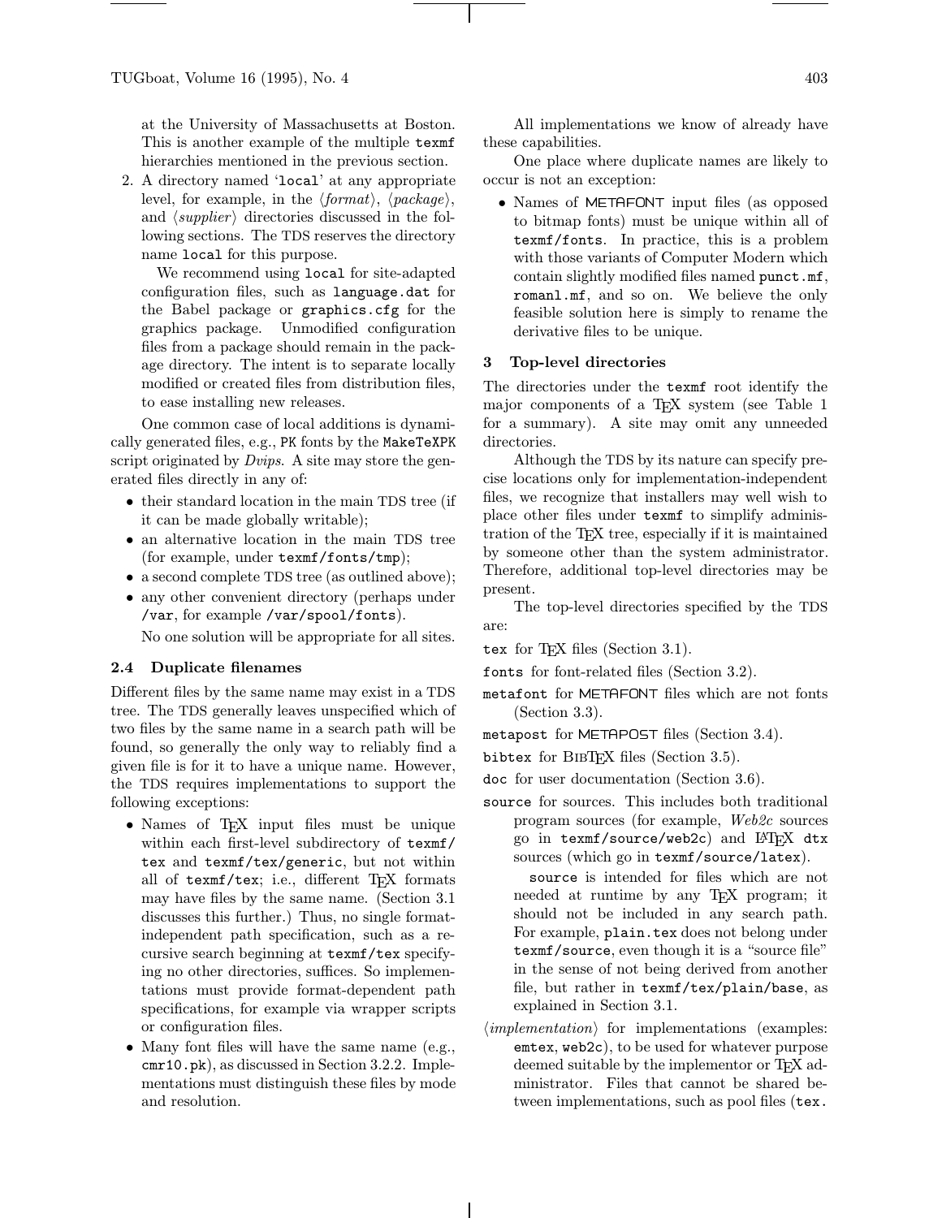at the University of Massachusetts at Boston. This is another example of the multiple `texmf` hierarchies mentioned in the previous section.

2. A directory named '`local`' at any appropriate level, for example, in the ⟨*format*⟩, ⟨*package*⟩, and ⟨*supplier*⟩ directories discussed in the following sections. The TDS reserves the directory name `local` for this purpose.

   We recommend using `local` for site-adapted configuration files, such as `language.dat` for the Babel package or `graphics.cfg` for the graphics package. Unmodified configuration files from a package should remain in the package directory. The intent is to separate locally modified or created files from distribution files, to ease installing new releases.

One common case of local additions is dynamically generated files, e.g., PK fonts by the `MakeTeXPK` script originated by *Dvips*. A site may store the generated files directly in any of:

- their standard location in the main TDS tree (if it can be made globally writable);
- an alternative location in the main TDS tree (for example, under `texmf/fonts/tmp`);
- a second complete TDS tree (as outlined above);
- any other convenient directory (perhaps under `/var`, for example `/var/spool/fonts`).

No one solution will be appropriate for all sites.

### 2.4 Duplicate filenames

Different files by the same name may exist in a TDS tree. The TDS generally leaves unspecified which of two files by the same name in a search path will be found, so generally the only way to reliably find a given file is for it to have a unique name. However, the TDS requires implementations to support the following exceptions:

- Names of TeX input files must be unique within each first-level subdirectory of `texmf/tex` and `texmf/tex/generic`, but not within all of `texmf/tex`; i.e., different TeX formats may have files by the same name. (Section 3.1 discusses this further.) Thus, no single format-independent path specification, such as a recursive search beginning at `texmf/tex` specifying no other directories, suffices. So implementations must provide format-dependent path specifications, for example via wrapper scripts or configuration files.
- Many font files will have the same name (e.g., `cmr10.pk`), as discussed in Section 3.2.2. Implementations must distinguish these files by mode and resolution.

All implementations we know of already have these capabilities.

One place where duplicate names are likely to occur is not an exception:

- Names of METAFONT input files (as opposed to bitmap fonts) must be unique within all of `texmf/fonts`. In practice, this is a problem with those variants of Computer Modern which contain slightly modified files named `punct.mf`, `romanl.mf`, and so on. We believe the only feasible solution here is simply to rename the derivative files to be unique.

## 3 Top-level directories

The directories under the `texmf` root identify the major components of a TeX system (see Table 1 for a summary). A site may omit any unneeded directories.

Although the TDS by its nature can specify precise locations only for implementation-independent files, we recognize that installers may well wish to place other files under `texmf` to simplify administration of the TeX tree, especially if it is maintained by someone other than the system administrator. Therefore, additional top-level directories may be present.

The top-level directories specified by the TDS are:

`tex` for TeX files (Section 3.1).

`fonts` for font-related files (Section 3.2).

`metafont` for METAFONT files which are not fonts (Section 3.3).

`metapost` for METAPOST files (Section 3.4).

`bibtex` for BibTeX files (Section 3.5).

`doc` for user documentation (Section 3.6).

`source` for sources. This includes both traditional program sources (for example, *Web2c* sources go in `texmf/source/web2c`) and LaTeX `dtx` sources (which go in `texmf/source/latex`).

`source` is intended for files which are not needed at runtime by any TeX program; it should not be included in any search path. For example, `plain.tex` does not belong under `texmf/source`, even though it is a "source file" in the sense of not being derived from another file, but rather in `texmf/tex/plain/base`, as explained in Section 3.1.

⟨*implementation*⟩ for implementations (examples: `emtex`, `web2c`), to be used for whatever purpose deemed suitable by the implementor or TeX administrator. Files that cannot be shared between implementations, such as pool files (`tex.`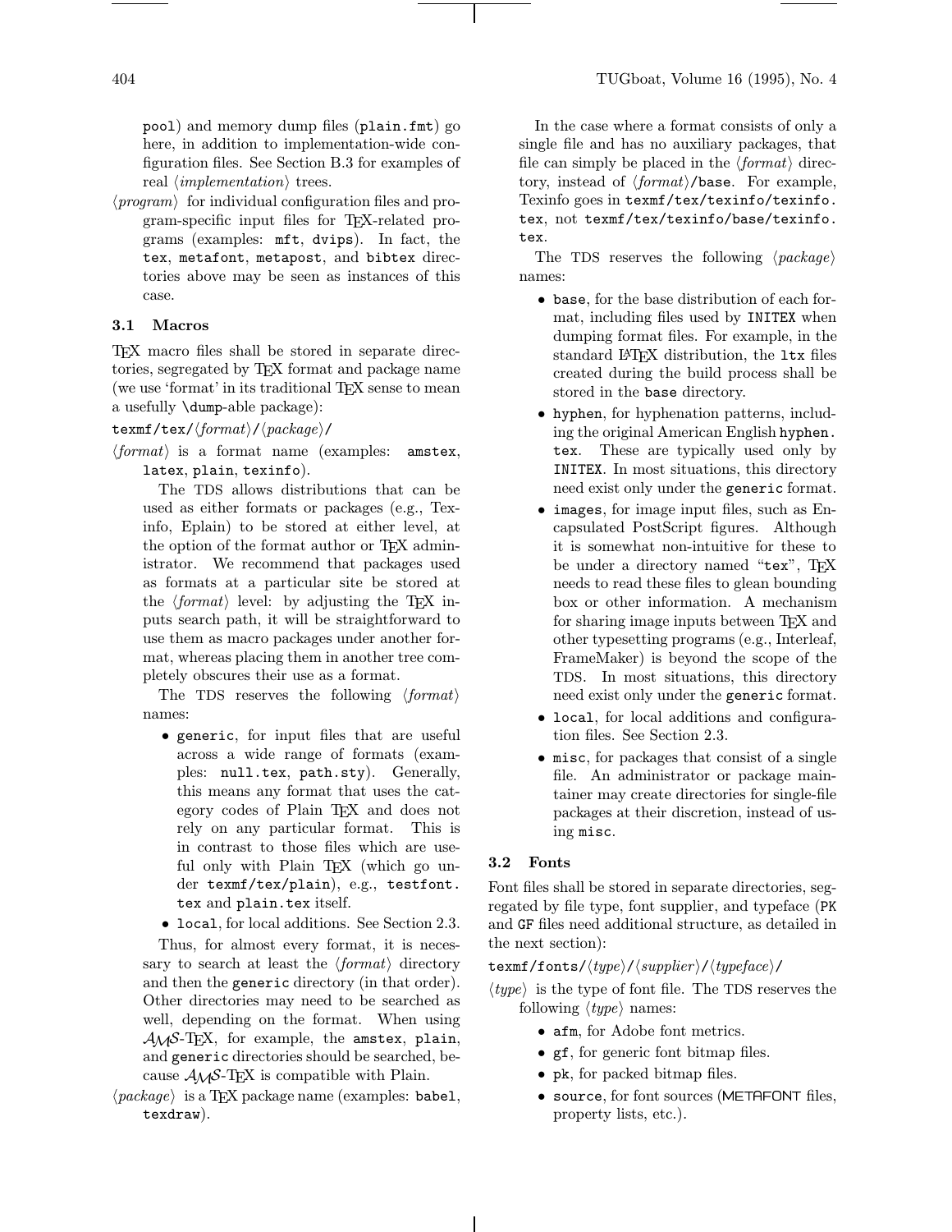pool) and memory dump files (`plain.fmt`) go here, in addition to implementation-wide configuration files. See Section B.3 for examples of real ⟨*implementation*⟩ trees.

⟨*program*⟩ for individual configuration files and program-specific input files for TeX-related programs (examples: `mft`, `dvips`). In fact, the `tex`, `metafont`, `metapost`, and `bibtex` directories above may be seen as instances of this case.

### 3.1 Macros

TeX macro files shall be stored in separate directories, segregated by TeX format and package name (we use 'format' in its traditional TeX sense to mean a usefully `\dump`-able package):

`texmf/tex/`⟨*format*⟩`/`⟨*package*⟩`/`

⟨*format*⟩ is a format name (examples: `amstex`, `latex`, `plain`, `texinfo`).

The TDS allows distributions that can be used as either formats or packages (e.g., Texinfo, Eplain) to be stored at either level, at the option of the format author or TeX administrator. We recommend that packages used as formats at a particular site be stored at the ⟨*format*⟩ level: by adjusting the TeX inputs search path, it will be straightforward to use them as macro packages under another format, whereas placing them in another tree completely obscures their use as a format.

The TDS reserves the following ⟨*format*⟩ names:

- `generic`, for input files that are useful across a wide range of formats (examples: `null.tex`, `path.sty`). Generally, this means any format that uses the category codes of Plain TeX and does not rely on any particular format. This is in contrast to those files which are useful only with Plain TeX (which go under `texmf/tex/plain`), e.g., `testfont.tex` and `plain.tex` itself.
- `local`, for local additions. See Section 2.3.

Thus, for almost every format, it is necessary to search at least the ⟨*format*⟩ directory and then the `generic` directory (in that order). Other directories may need to be searched as well, depending on the format. When using AMS-TeX, for example, the `amstex`, `plain`, and `generic` directories should be searched, because AMS-TeX is compatible with Plain.

⟨*package*⟩ is a TeX package name (examples: `babel`, `texdraw`).

In the case where a format consists of only a single file and has no auxiliary packages, that file can simply be placed in the ⟨*format*⟩ directory, instead of ⟨*format*⟩`/base`. For example, Texinfo goes in `texmf/tex/texinfo/texinfo.tex`, not `texmf/tex/texinfo/base/texinfo.tex`.

The TDS reserves the following ⟨*package*⟩ names:

- `base`, for the base distribution of each format, including files used by `INITEX` when dumping format files. For example, in the standard LaTeX distribution, the `ltx` files created during the build process shall be stored in the `base` directory.
- `hyphen`, for hyphenation patterns, including the original American English `hyphen.tex`. These are typically used only by `INITEX`. In most situations, this directory need exist only under the `generic` format.
- `images`, for image input files, such as Encapsulated PostScript figures. Although it is somewhat non-intuitive for these to be under a directory named "`tex`", TeX needs to read these files to glean bounding box or other information. A mechanism for sharing image inputs between TeX and other typesetting programs (e.g., Interleaf, FrameMaker) is beyond the scope of the TDS. In most situations, this directory need exist only under the `generic` format.
- `local`, for local additions and configuration files. See Section 2.3.
- `misc`, for packages that consist of a single file. An administrator or package maintainer may create directories for single-file packages at their discretion, instead of using `misc`.

### 3.2 Fonts

Font files shall be stored in separate directories, segregated by file type, font supplier, and typeface (PK and GF files need additional structure, as detailed in the next section):

`texmf/fonts/`⟨*type*⟩`/`⟨*supplier*⟩`/`⟨*typeface*⟩`/`

⟨*type*⟩ is the type of font file. The TDS reserves the following ⟨*type*⟩ names:

- `afm`, for Adobe font metrics.
- `gf`, for generic font bitmap files.
- `pk`, for packed bitmap files.
- `source`, for font sources (METAFONT files, property lists, etc.).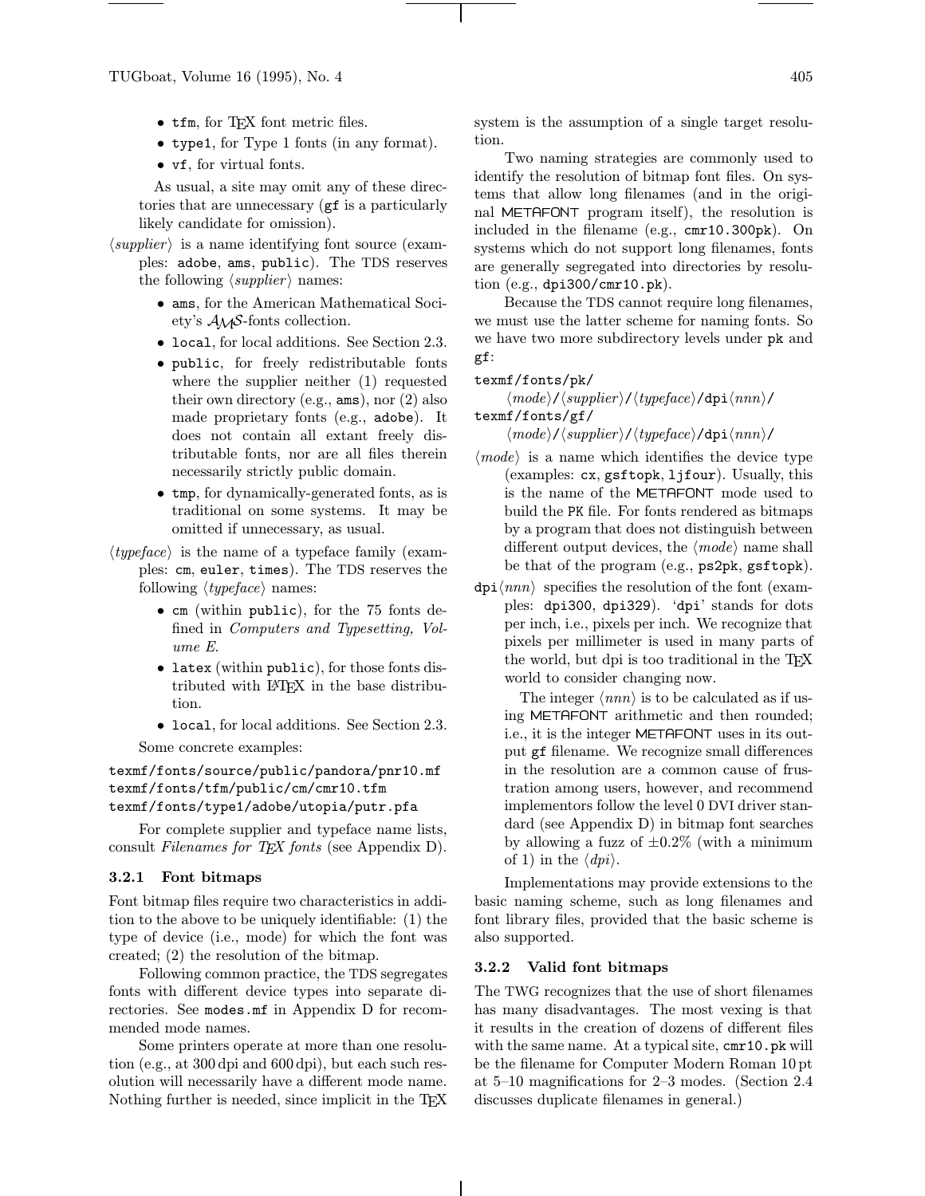- `tfm`, for TeX font metric files.
- `type1`, for Type 1 fonts (in any format).
- `vf`, for virtual fonts.

As usual, a site may omit any of these directories that are unnecessary (`gf` is a particularly likely candidate for omission).

⟨*supplier*⟩ is a name identifying font source (examples: `adobe`, `ams`, `public`). The TDS reserves the following ⟨*supplier*⟩ names:

- `ams`, for the American Mathematical Society's AMS-fonts collection.
- `local`, for local additions. See Section 2.3.
- `public`, for freely redistributable fonts where the supplier neither (1) requested their own directory (e.g., `ams`), nor (2) also made proprietary fonts (e.g., `adobe`). It does not contain all extant freely distributable fonts, nor are all files therein necessarily strictly public domain.
- `tmp`, for dynamically-generated fonts, as is traditional on some systems. It may be omitted if unnecessary, as usual.

⟨*typeface*⟩ is the name of a typeface family (examples: `cm`, `euler`, `times`). The TDS reserves the following ⟨*typeface*⟩ names:

- `cm` (within `public`), for the 75 fonts defined in *Computers and Typesetting, Volume E*.
- `latex` (within `public`), for those fonts distributed with LaTeX in the base distribution.
- `local`, for local additions. See Section 2.3.

Some concrete examples:

```
texmf/fonts/source/public/pandora/pnr10.mf
texmf/fonts/tfm/public/cm/cmr10.tfm
texmf/fonts/type1/adobe/utopia/putr.pfa
```

For complete supplier and typeface name lists, consult *Filenames for TeX fonts* (see Appendix D).

### 3.2.1 Font bitmaps

Font bitmap files require two characteristics in addition to the above to be uniquely identifiable: (1) the type of device (i.e., mode) for which the font was created; (2) the resolution of the bitmap.

Following common practice, the TDS segregates fonts with different device types into separate directories. See `modes.mf` in Appendix D for recommended mode names.

Some printers operate at more than one resolution (e.g., at 300 dpi and 600 dpi), but each such resolution will necessarily have a different mode name. Nothing further is needed, since implicit in the TeX system is the assumption of a single target resolution.

Two naming strategies are commonly used to identify the resolution of bitmap font files. On systems that allow long filenames (and in the original METAFONT program itself), the resolution is included in the filename (e.g., `cmr10.300pk`). On systems which do not support long filenames, fonts are generally segregated into directories by resolution (e.g., `dpi300/cmr10.pk`).

Because the TDS cannot require long filenames, we must use the latter scheme for naming fonts. So we have two more subdirectory levels under `pk` and `gf`:

```
texmf/fonts/pk/
    ⟨mode⟩/⟨supplier⟩/⟨typeface⟩/dpi⟨nnn⟩/
texmf/fonts/gf/
    ⟨mode⟩/⟨supplier⟩/⟨typeface⟩/dpi⟨nnn⟩/
```

⟨*mode*⟩ is a name which identifies the device type (examples: `cx`, `gsftopk`, `ljfour`). Usually, this is the name of the METAFONT mode used to build the PK file. For fonts rendered as bitmaps by a program that does not distinguish between different output devices, the ⟨*mode*⟩ name shall be that of the program (e.g., `ps2pk`, `gsftopk`).

`dpi`⟨*nnn*⟩ specifies the resolution of the font (examples: `dpi300`, `dpi329`). '`dpi`' stands for dots per inch, i.e., pixels per inch. We recognize that pixels per millimeter is used in many parts of the world, but dpi is too traditional in the TeX world to consider changing now.

The integer ⟨*nnn*⟩ is to be calculated as if using METAFONT arithmetic and then rounded; i.e., it is the integer METAFONT uses in its output `gf` filename. We recognize small differences in the resolution are a common cause of frustration among users, however, and recommend implementors follow the level 0 DVI driver standard (see Appendix D) in bitmap font searches by allowing a fuzz of $\pm 0.2\%$ (with a minimum of 1) in the ⟨*dpi*⟩.

Implementations may provide extensions to the basic naming scheme, such as long filenames and font library files, provided that the basic scheme is also supported.

### 3.2.2 Valid font bitmaps

The TWG recognizes that the use of short filenames has many disadvantages. The most vexing is that it results in the creation of dozens of different files with the same name. At a typical site, `cmr10.pk` will be the filename for Computer Modern Roman 10 pt at 5–10 magnifications for 2–3 modes. (Section 2.4 discusses duplicate filenames in general.)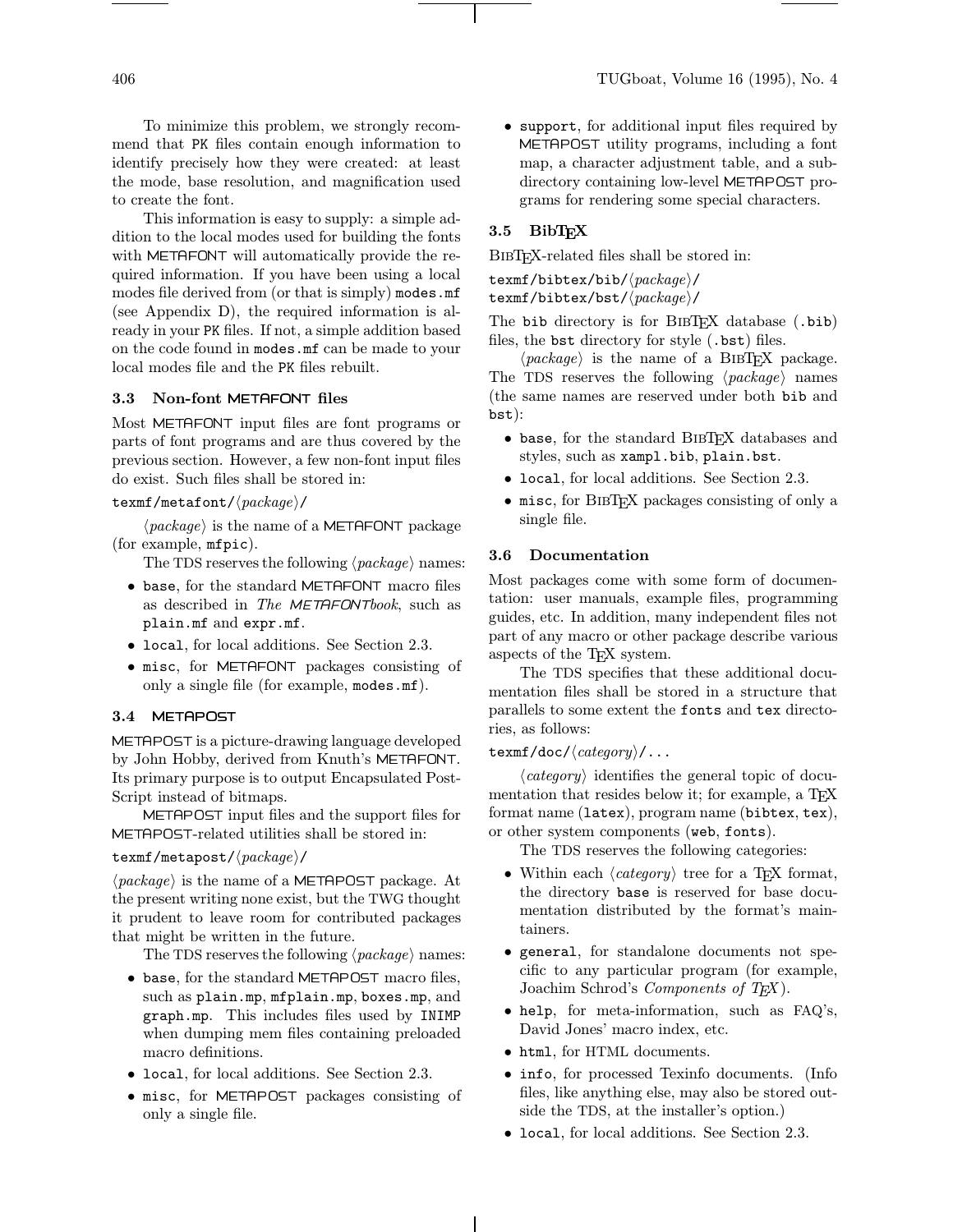To minimize this problem, we strongly recommend that PK files contain enough information to identify precisely how they were created: at least the mode, base resolution, and magnification used to create the font.

This information is easy to supply: a simple addition to the local modes used for building the fonts with METAFONT will automatically provide the required information. If you have been using a local modes file derived from (or that is simply) `modes.mf` (see Appendix D), the required information is already in your PK files. If not, a simple addition based on the code found in `modes.mf` can be made to your local modes file and the PK files rebuilt.

### 3.3 Non-font METAFONT files

Most METAFONT input files are font programs or parts of font programs and are thus covered by the previous section. However, a few non-font input files do exist. Such files shall be stored in:

`texmf/metafont/⟨package⟩/`

⟨*package*⟩ is the name of a METAFONT package (for example, `mfpic`).

The TDS reserves the following ⟨*package*⟩ names:

- `base`, for the standard METAFONT macro files as described in *The METAFONTbook*, such as `plain.mf` and `expr.mf`.
- `local`, for local additions. See Section 2.3.
- `misc`, for METAFONT packages consisting of only a single file (for example, `modes.mf`).

### 3.4 METAPOST

METAPOST is a picture-drawing language developed by John Hobby, derived from Knuth's METAFONT. Its primary purpose is to output Encapsulated PostScript instead of bitmaps.

METAPOST input files and the support files for METAPOST-related utilities shall be stored in:

`texmf/metapost/⟨package⟩/`

⟨*package*⟩ is the name of a METAPOST package. At the present writing none exist, but the TWG thought it prudent to leave room for contributed packages that might be written in the future.

The TDS reserves the following ⟨*package*⟩ names:

- `base`, for the standard METAPOST macro files, such as `plain.mp`, `mfplain.mp`, `boxes.mp`, and `graph.mp`. This includes files used by `INIMP` when dumping mem files containing preloaded macro definitions.
- `local`, for local additions. See Section 2.3.
- `misc`, for METAPOST packages consisting of only a single file.
- `support`, for additional input files required by METAPOST utility programs, including a font map, a character adjustment table, and a subdirectory containing low-level METAPOST programs for rendering some special characters.

### 3.5 BibTeX

BibTeX-related files shall be stored in:

`texmf/bibtex/bib/⟨package⟩/`
`texmf/bibtex/bst/⟨package⟩/`

The `bib` directory is for BibTeX database (`.bib`) files, the `bst` directory for style (`.bst`) files.

⟨*package*⟩ is the name of a BibTeX package. The TDS reserves the following ⟨*package*⟩ names (the same names are reserved under both `bib` and `bst`):

- `base`, for the standard BibTeX databases and styles, such as `xampl.bib`, `plain.bst`.
- `local`, for local additions. See Section 2.3.
- `misc`, for BibTeX packages consisting of only a single file.

### 3.6 Documentation

Most packages come with some form of documentation: user manuals, example files, programming guides, etc. In addition, many independent files not part of any macro or other package describe various aspects of the TeX system.

The TDS specifies that these additional documentation files shall be stored in a structure that parallels to some extent the `fonts` and `tex` directories, as follows:

`texmf/doc/⟨category⟩/...`

⟨*category*⟩ identifies the general topic of documentation that resides below it; for example, a TeX format name (`latex`), program name (`bibtex`, `tex`), or other system components (`web`, `fonts`).

The TDS reserves the following categories:

- Within each ⟨*category*⟩ tree for a TeX format, the directory `base` is reserved for base documentation distributed by the format's maintainers.
- `general`, for standalone documents not specific to any particular program (for example, Joachim Schrod's *Components of TeX*).
- `help`, for meta-information, such as FAQ's, David Jones' macro index, etc.
- `html`, for HTML documents.
- `info`, for processed Texinfo documents. (Info files, like anything else, may also be stored outside the TDS, at the installer's option.)
- `local`, for local additions. See Section 2.3.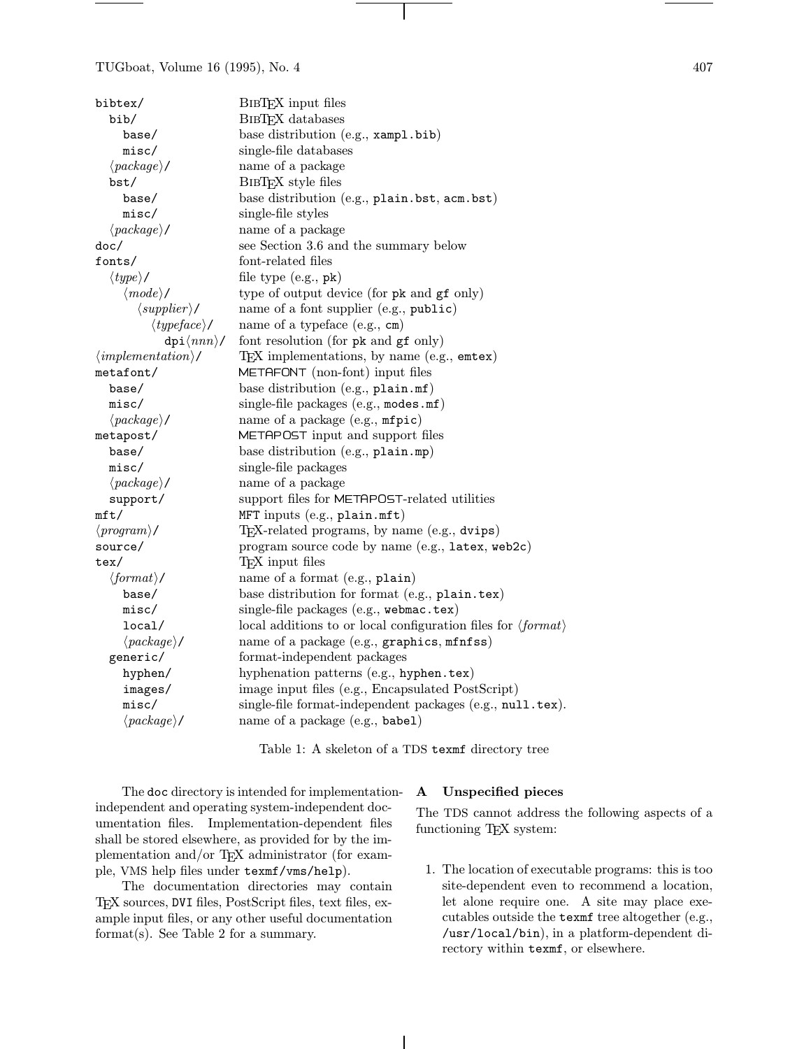| | |
|---|---|
| `bibtex/` | BibTeX input files |
| `  bib/` | BibTeX databases |
| `    base/` | base distribution (e.g., `xampl.bib`) |
| `    misc/` | single-file databases |
| `  ⟨package⟩/` | name of a package |
| `  bst/` | BibTeX style files |
| `    base/` | base distribution (e.g., `plain.bst`, `acm.bst`) |
| `    misc/` | single-file styles |
| `  ⟨package⟩/` | name of a package |
| `doc/` | see Section 3.6 and the summary below |
| `fonts/` | font-related files |
| `  ⟨type⟩/` | file type (e.g., `pk`) |
| `    ⟨mode⟩/` | type of output device (for `pk` and `gf` only) |
| `      ⟨supplier⟩/` | name of a font supplier (e.g., `public`) |
| `        ⟨typeface⟩/` | name of a typeface (e.g., `cm`) |
| `          dpi⟨nnn⟩/` | font resolution (for `pk` and `gf` only) |
| `⟨implementation⟩/` | TeX implementations, by name (e.g., `emtex`) |
| `metafont/` | METAFONT (non-font) input files |
| `  base/` | base distribution (e.g., `plain.mf`) |
| `  misc/` | single-file packages (e.g., `modes.mf`) |
| `  ⟨package⟩/` | name of a package (e.g., `mfpic`) |
| `metapost/` | METAPOST input and support files |
| `  base/` | base distribution (e.g., `plain.mp`) |
| `  misc/` | single-file packages |
| `  ⟨package⟩/` | name of a package |
| `  support/` | support files for METAPOST-related utilities |
| `mft/` | `MFT` inputs (e.g., `plain.mft`) |
| `⟨program⟩/` | TeX-related programs, by name (e.g., `dvips`) |
| `source/` | program source code by name (e.g., `latex`, `web2c`) |
| `tex/` | TeX input files |
| `  ⟨format⟩/` | name of a format (e.g., `plain`) |
| `    base/` | base distribution for format (e.g., `plain.tex`) |
| `    misc/` | single-file packages (e.g., `webmac.tex`) |
| `    local/` | local additions to or local configuration files for ⟨format⟩ |
| `    ⟨package⟩/` | name of a package (e.g., `graphics`, `mfnfss`) |
| `  generic/` | format-independent packages |
| `    hyphen/` | hyphenation patterns (e.g., `hyphen.tex`) |
| `    images/` | image input files (e.g., Encapsulated PostScript) |
| `    misc/` | single-file format-independent packages (e.g., `null.tex`). |
| `    ⟨package⟩/` | name of a package (e.g., `babel`) |

Table 1: A skeleton of a TDS `texmf` directory tree

The `doc` directory is intended for implementation-independent and operating system-independent documentation files. Implementation-dependent files shall be stored elsewhere, as provided for by the implementation and/or TeX administrator (for example, VMS help files under `texmf/vms/help`).

The documentation directories may contain TeX sources, DVI files, PostScript files, text files, example input files, or any other useful documentation format(s). See Table 2 for a summary.

## A Unspecified pieces

The TDS cannot address the following aspects of a functioning TeX system:

1. The location of executable programs: this is too site-dependent even to recommend a location, let alone require one. A site may place executables outside the `texmf` tree altogether (e.g., `/usr/local/bin`), in a platform-dependent directory within `texmf`, or elsewhere.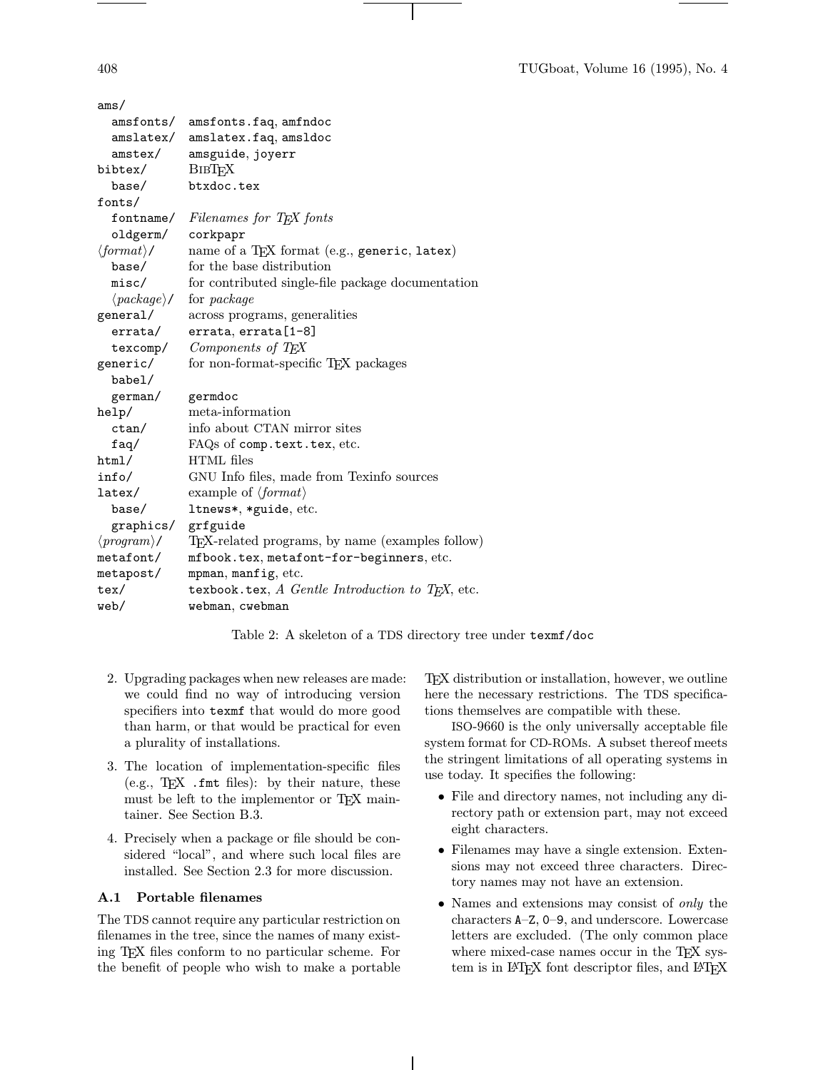| | |
|---|---|
| ams/ | |
| amsfonts/ | amsfonts.faq, amfndoc |
| amslatex/ | amslatex.faq, amsldoc |
| amstex/ | amsguide, joyerr |
| bibtex/ | BibTeX |
| base/ | btxdoc.tex |
| fonts/ | |
| fontname/ | *Filenames for TeX fonts* |
| oldgerm/ | corkpapr |
| ⟨*format*⟩/ | name of a TeX format (e.g., generic, latex) |
| base/ | for the base distribution |
| misc/ | for contributed single-file package documentation |
| ⟨*package*⟩/ | for *package* |
| general/ | across programs, generalities |
| errata/ | errata, errata[1-8] |
| texcomp/ | *Components of TeX* |
| generic/ | for non-format-specific TeX packages |
| babel/ | |
| german/ | germdoc |
| help/ | meta-information |
| ctan/ | info about CTAN mirror sites |
| faq/ | FAQs of comp.text.tex, etc. |
| html/ | HTML files |
| info/ | GNU Info files, made from Texinfo sources |
| latex/ | example of ⟨*format*⟩ |
| base/ | ltnews*, *guide, etc. |
| graphics/ | grfguide |
| ⟨*program*⟩/ | TeX-related programs, by name (examples follow) |
| metafont/ | mfbook.tex, metafont-for-beginners, etc. |
| metapost/ | mpman, manfig, etc. |
| tex/ | texbook.tex, *A Gentle Introduction to TeX*, etc. |
| web/ | webman, cwebman |

Table 2: A skeleton of a TDS directory tree under texmf/doc

2. Upgrading packages when new releases are made: we could find no way of introducing version specifiers into texmf that would do more good than harm, or that would be practical for even a plurality of installations.
3. The location of implementation-specific files (e.g., TeX .fmt files): by their nature, these must be left to the implementor or TeX maintainer. See Section B.3.
4. Precisely when a package or file should be considered "local", and where such local files are installed. See Section 2.3 for more discussion.

### A.1 Portable filenames

The TDS cannot require any particular restriction on filenames in the tree, since the names of many existing TeX files conform to no particular scheme. For the benefit of people who wish to make a portable TeX distribution or installation, however, we outline here the necessary restrictions. The TDS specifications themselves are compatible with these.

ISO-9660 is the only universally acceptable file system format for CD-ROMs. A subset thereof meets the stringent limitations of all operating systems in use today. It specifies the following:

- File and directory names, not including any directory path or extension part, may not exceed eight characters.
- Filenames may have a single extension. Extensions may not exceed three characters. Directory names may not have an extension.
- Names and extensions may consist of *only* the characters A–Z, 0–9, and underscore. Lowercase letters are excluded. (The only common place where mixed-case names occur in the TeX system is in LaTeX font descriptor files, and LaTeX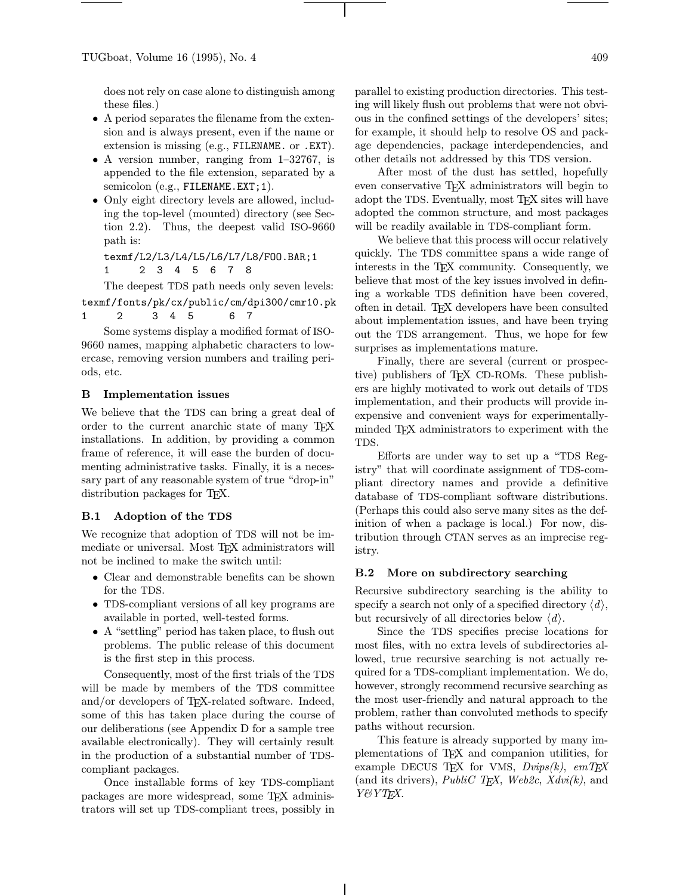does not rely on case alone to distinguish among these files.)

- A period separates the filename from the extension and is always present, even if the name or extension is missing (e.g., `FILENAME.` or `.EXT`).
- A version number, ranging from 1–32767, is appended to the file extension, separated by a semicolon (e.g., `FILENAME.EXT;1`).
- Only eight directory levels are allowed, including the top-level (mounted) directory (see Section 2.2). Thus, the deepest valid ISO-9660 path is:

```
texmf/L2/L3/L4/L5/L6/L7/L8/FOO.BAR;1
1     2  3  4  5  6  7  8
```

The deepest TDS path needs only seven levels:

```
texmf/fonts/pk/cx/public/cm/dpi300/cmr10.pk
1     2     3  4  5      6  7
```

Some systems display a modified format of ISO-9660 names, mapping alphabetic characters to lowercase, removing version numbers and trailing periods, etc.

## B Implementation issues

We believe that the TDS can bring a great deal of order to the current anarchic state of many TeX installations. In addition, by providing a common frame of reference, it will ease the burden of documenting administrative tasks. Finally, it is a necessary part of any reasonable system of true "drop-in" distribution packages for TeX.

### B.1 Adoption of the TDS

We recognize that adoption of TDS will not be immediate or universal. Most TeX administrators will not be inclined to make the switch until:

- Clear and demonstrable benefits can be shown for the TDS.
- TDS-compliant versions of all key programs are available in ported, well-tested forms.
- A "settling" period has taken place, to flush out problems. The public release of this document is the first step in this process.

Consequently, most of the first trials of the TDS will be made by members of the TDS committee and/or developers of TeX-related software. Indeed, some of this has taken place during the course of our deliberations (see Appendix D for a sample tree available electronically). They will certainly result in the production of a substantial number of TDS-compliant packages.

Once installable forms of key TDS-compliant packages are more widespread, some TeX administrators will set up TDS-compliant trees, possibly in parallel to existing production directories. This testing will likely flush out problems that were not obvious in the confined settings of the developers' sites; for example, it should help to resolve OS and package dependencies, package interdependencies, and other details not addressed by this TDS version.

After most of the dust has settled, hopefully even conservative TeX administrators will begin to adopt the TDS. Eventually, most TeX sites will have adopted the common structure, and most packages will be readily available in TDS-compliant form.

We believe that this process will occur relatively quickly. The TDS committee spans a wide range of interests in the TeX community. Consequently, we believe that most of the key issues involved in defining a workable TDS definition have been covered, often in detail. TeX developers have been consulted about implementation issues, and have been trying out the TDS arrangement. Thus, we hope for few surprises as implementations mature.

Finally, there are several (current or prospective) publishers of TeX CD-ROMs. These publishers are highly motivated to work out details of TDS implementation, and their products will provide inexpensive and convenient ways for experimentally-minded TeX administrators to experiment with the TDS.

Efforts are under way to set up a "TDS Registry" that will coordinate assignment of TDS-compliant directory names and provide a definitive database of TDS-compliant software distributions. (Perhaps this could also serve many sites as the definition of when a package is local.) For now, distribution through CTAN serves as an imprecise registry.

### B.2 More on subdirectory searching

Recursive subdirectory searching is the ability to specify a search not only of a specified directory ⟨*d*⟩, but recursively of all directories below ⟨*d*⟩.

Since the TDS specifies precise locations for most files, with no extra levels of subdirectories allowed, true recursive searching is not actually required for a TDS-compliant implementation. We do, however, strongly recommend recursive searching as the most user-friendly and natural approach to the problem, rather than convoluted methods to specify paths without recursion.

This feature is already supported by many implementations of TeX and companion utilities, for example DECUS TeX for VMS, *Dvips(k)*, *emTeX* (and its drivers), *PubliC TeX*, *Web2c*, *Xdvi(k)*, and *Y&YTeX*.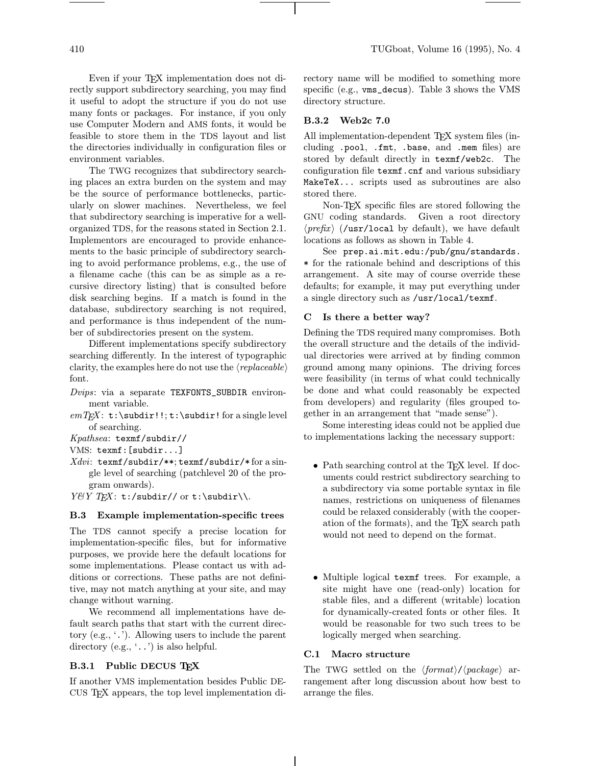Even if your TeX implementation does not directly support subdirectory searching, you may find it useful to adopt the structure if you do not use many fonts or packages. For instance, if you only use Computer Modern and AMS fonts, it would be feasible to store them in the TDS layout and list the directories individually in configuration files or environment variables.

The TWG recognizes that subdirectory searching places an extra burden on the system and may be the source of performance bottlenecks, particularly on slower machines. Nevertheless, we feel that subdirectory searching is imperative for a well-organized TDS, for the reasons stated in Section 2.1. Implementors are encouraged to provide enhancements to the basic principle of subdirectory searching to avoid performance problems, e.g., the use of a filename cache (this can be as simple as a recursive directory listing) that is consulted before disk searching begins. If a match is found in the database, subdirectory searching is not required, and performance is thus independent of the number of subdirectories present on the system.

Different implementations specify subdirectory searching differently. In the interest of typographic clarity, the examples here do not use the ⟨*replaceable*⟩ font.

*Dvips*: via a separate `TEXFONTS_SUBDIR` environment variable.

*emTeX*: `t:\subdir!!`; `t:\subdir!` for a single level of searching.

*Kpathsea*: `texmf/subdir//`

VMS: `texmf:[subdir...]`

*Xdvi*: `texmf/subdir/**`; `texmf/subdir/*` for a single level of searching (patchlevel 20 of the program onwards).

*Y&Y TeX*: `t:/subdir//` or `t:\subdir\\`.

### B.3 Example implementation-specific trees

The TDS cannot specify a precise location for implementation-specific files, but for informative purposes, we provide here the default locations for some implementations. Please contact us with additions or corrections. These paths are not definitive, may not match anything at your site, and may change without warning.

We recommend all implementations have default search paths that start with the current directory (e.g., '`.`'). Allowing users to include the parent directory (e.g., '`..`') is also helpful.

#### B.3.1 Public DECUS TeX

If another VMS implementation besides Public DECUS TeX appears, the top level implementation directory name will be modified to something more specific (e.g., `vms_decus`). Table 3 shows the VMS directory structure.

#### B.3.2 Web2c 7.0

All implementation-dependent TeX system files (including `.pool`, `.fmt`, `.base`, and `.mem` files) are stored by default directly in `texmf/web2c`. The configuration file `texmf.cnf` and various subsidiary `MakeTeX...` scripts used as subroutines are also stored there.

Non-TeX specific files are stored following the GNU coding standards. Given a root directory ⟨*prefix*⟩ (`/usr/local` by default), we have default locations as follows as shown in Table 4.

See `prep.ai.mit.edu:/pub/gnu/standards.*` for the rationale behind and descriptions of this arrangement. A site may of course override these defaults; for example, it may put everything under a single directory such as `/usr/local/texmf`.

## C Is there a better way?

Defining the TDS required many compromises. Both the overall structure and the details of the individual directories were arrived at by finding common ground among many opinions. The driving forces were feasibility (in terms of what could technically be done and what could reasonably be expected from developers) and regularity (files grouped together in an arrangement that "made sense").

Some interesting ideas could not be applied due to implementations lacking the necessary support:

- Path searching control at the TeX level. If documents could restrict subdirectory searching to a subdirectory via some portable syntax in file names, restrictions on uniqueness of filenames could be relaxed considerably (with the cooperation of the formats), and the TeX search path would not need to depend on the format.

- Multiple logical `texmf` trees. For example, a site might have one (read-only) location for stable files, and a different (writable) location for dynamically-created fonts or other files. It would be reasonable for two such trees to be logically merged when searching.

### C.1 Macro structure

The TWG settled on the ⟨*format*⟩/⟨*package*⟩ arrangement after long discussion about how best to arrange the files.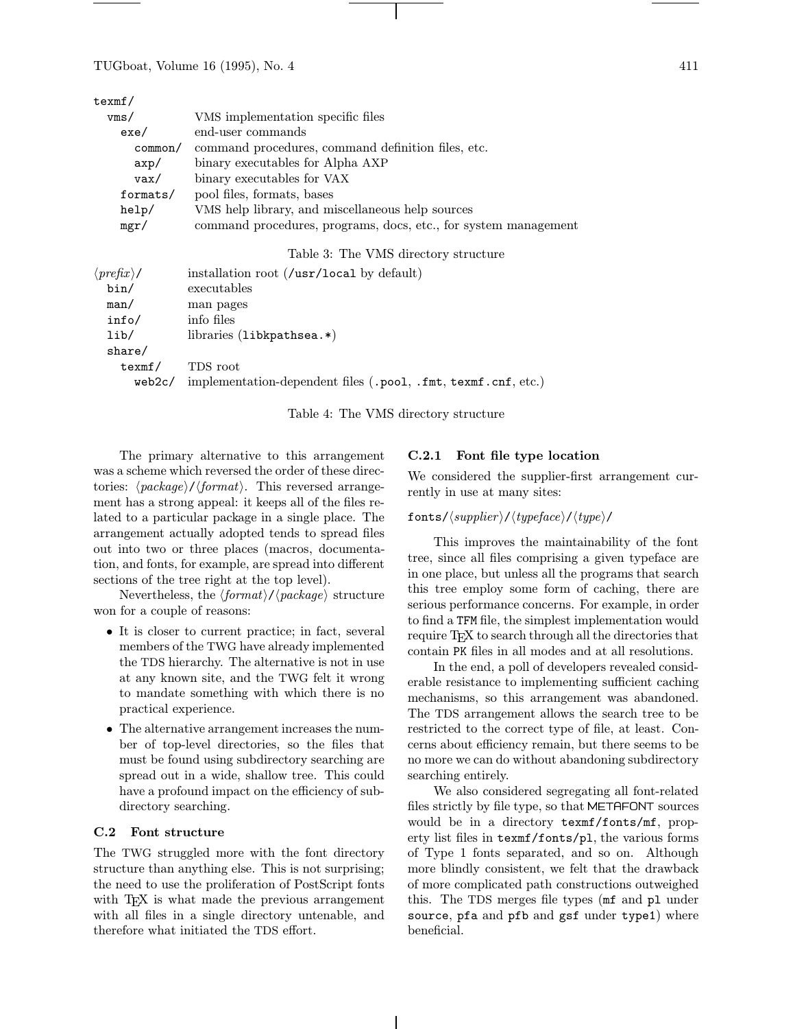| | |
|---|---|
| `texmf/` | |
| `  vms/` | VMS implementation specific files |
| `    exe/` | end-user commands |
| `      common/` | command procedures, command definition files, etc. |
| `      axp/` | binary executables for Alpha AXP |
| `      vax/` | binary executables for VAX |
| `    formats/` | pool files, formats, bases |
| `    help/` | VMS help library, and miscellaneous help sources |
| `    mgr/` | command procedures, programs, docs, etc., for system management |

Table 3: The VMS directory structure

| | |
|---|---|
| ⟨*prefix*⟩`/` | installation root (`/usr/local` by default) |
| `  bin/` | executables |
| `  man/` | man pages |
| `  info/` | info files |
| `  lib/` | libraries (`libkpathsea.*`) |
| `  share/` | |
| `    texmf/` | TDS root |
| `      web2c/` | implementation-dependent files (`.pool`, `.fmt`, `texmf.cnf`, etc.) |

Table 4: The VMS directory structure

The primary alternative to this arrangement was a scheme which reversed the order of these directories: ⟨*package*⟩`/`⟨*format*⟩. This reversed arrangement has a strong appeal: it keeps all of the files related to a particular package in a single place. The arrangement actually adopted tends to spread files out into two or three places (macros, documentation, and fonts, for example, are spread into different sections of the tree right at the top level).

Nevertheless, the ⟨*format*⟩`/`⟨*package*⟩ structure won for a couple of reasons:

- It is closer to current practice; in fact, several members of the TWG have already implemented the TDS hierarchy. The alternative is not in use at any known site, and the TWG felt it wrong to mandate something with which there is no practical experience.
- The alternative arrangement increases the number of top-level directories, so the files that must be found using subdirectory searching are spread out in a wide, shallow tree. This could have a profound impact on the efficiency of subdirectory searching.

### C.2 Font structure

The TWG struggled more with the font directory structure than anything else. This is not surprising; the need to use the proliferation of PostScript fonts with TeX is what made the previous arrangement with all files in a single directory untenable, and therefore what initiated the TDS effort.

#### C.2.1 Font file type location

We considered the supplier-first arrangement currently in use at many sites:

`fonts/`⟨*supplier*⟩`/`⟨*typeface*⟩`/`⟨*type*⟩`/`

This improves the maintainability of the font tree, since all files comprising a given typeface are in one place, but unless all the programs that search this tree employ some form of caching, there are serious performance concerns. For example, in order to find a `TFM` file, the simplest implementation would require TeX to search through all the directories that contain `PK` files in all modes and at all resolutions.

In the end, a poll of developers revealed considerable resistance to implementing sufficient caching mechanisms, so this arrangement was abandoned. The TDS arrangement allows the search tree to be restricted to the correct type of file, at least. Concerns about efficiency remain, but there seems to be no more we can do without abandoning subdirectory searching entirely.

We also considered segregating all font-related files strictly by file type, so that METAFONT sources would be in a directory `texmf/fonts/mf`, property list files in `texmf/fonts/pl`, the various forms of Type 1 fonts separated, and so on. Although more blindly consistent, we felt that the drawback of more complicated path constructions outweighed this. The TDS merges file types (`mf` and `pl` under `source`, `pfa` and `pfb` and `gsf` under `type1`) where beneficial.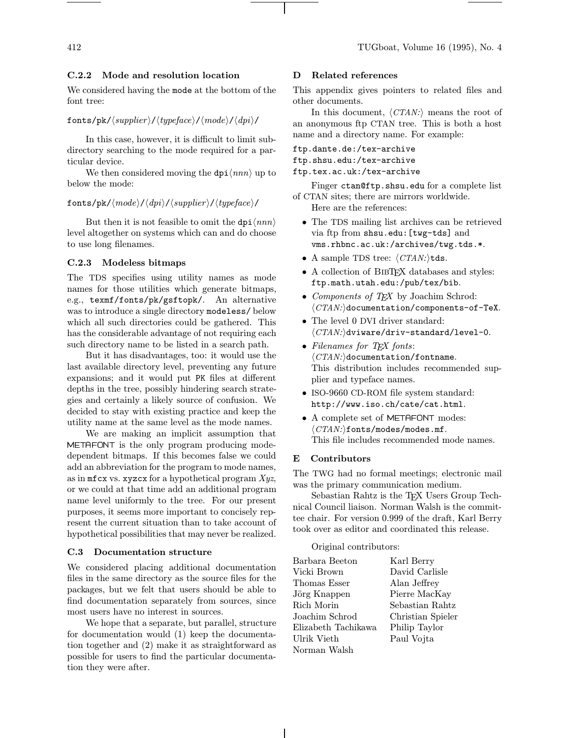### C.2.2 Mode and resolution location

We considered having the `mode` at the bottom of the font tree:

`fonts/pk/`⟨*supplier*⟩`/`⟨*typeface*⟩`/`⟨*mode*⟩`/`⟨*dpi*⟩`/`

In this case, however, it is difficult to limit subdirectory searching to the mode required for a particular device.

We then considered moving the `dpi`⟨*nnn*⟩ up to below the mode:

`fonts/pk/`⟨*mode*⟩`/`⟨*dpi*⟩`/`⟨*supplier*⟩`/`⟨*typeface*⟩`/`

But then it is not feasible to omit the `dpi`⟨*nnn*⟩ level altogether on systems which can and do choose to use long filenames.

### C.2.3 Modeless bitmaps

The TDS specifies using utility names as mode names for those utilities which generate bitmaps, e.g., `texmf/fonts/pk/gsftopk/`. An alternative was to introduce a single directory `modeless/` below which all such directories could be gathered. This has the considerable advantage of not requiring each such directory name to be listed in a search path.

But it has disadvantages, too: it would use the last available directory level, preventing any future expansions; and it would put PK files at different depths in the tree, possibly hindering search strategies and certainly a likely source of confusion. We decided to stay with existing practice and keep the utility name at the same level as the mode names.

We are making an implicit assumption that METAFONT is the only program producing mode-dependent bitmaps. If this becomes false we could add an abbreviation for the program to mode names, as in `mfcx` vs. `xyzcx` for a hypothetical program *Xyz*, or we could at that time add an additional program name level uniformly to the tree. For our present purposes, it seems more important to concisely represent the current situation than to take account of hypothetical possibilities that may never be realized.

## C.3 Documentation structure

We considered placing additional documentation files in the same directory as the source files for the packages, but we felt that users should be able to find documentation separately from sources, since most users have no interest in sources.

We hope that a separate, but parallel, structure for documentation would (1) keep the documentation together and (2) make it as straightforward as possible for users to find the particular documentation they were after.

# D Related references

This appendix gives pointers to related files and other documents.

In this document, ⟨*CTAN:*⟩ means the root of an anonymous ftp CTAN tree. This is both a host name and a directory name. For example:

```
ftp.dante.de:/tex-archive
ftp.shsu.edu:/tex-archive
ftp.tex.ac.uk:/tex-archive
```

Finger `ctan@ftp.shsu.edu` for a complete list of CTAN sites; there are mirrors worldwide.

Here are the references:

- The TDS mailing list archives can be retrieved via ftp from `shsu.edu:[twg-tds]` and `vms.rhbnc.ac.uk:/archives/twg.tds.*`.
- A sample TDS tree: ⟨*CTAN:*⟩`tds`.
- A collection of BibTeX databases and styles: `ftp.math.utah.edu:/pub/tex/bib`.
- *Components of TeX* by Joachim Schrod: ⟨*CTAN:*⟩`documentation/components-of-TeX`.
- The level 0 DVI driver standard: ⟨*CTAN:*⟩`dviware/driv-standard/level-0`.
- *Filenames for TeX fonts*: ⟨*CTAN:*⟩`documentation/fontname`. This distribution includes recommended supplier and typeface names.
- ISO-9660 CD-ROM file system standard: `http://www.iso.ch/cate/cat.html`.
- A complete set of METAFONT modes: ⟨*CTAN:*⟩`fonts/modes/modes.mf`. This file includes recommended mode names.

# E Contributors

The TWG had no formal meetings; electronic mail was the primary communication medium.

Sebastian Rahtz is the TeX Users Group Technical Council liaison. Norman Walsh is the committee chair. For version 0.999 of the draft, Karl Berry took over as editor and coordinated this release.

Original contributors:

| | |
|---|---|
| Barbara Beeton | Karl Berry |
| Vicki Brown | David Carlisle |
| Thomas Esser | Alan Jeffrey |
| Jörg Knappen | Pierre MacKay |
| Rich Morin | Sebastian Rahtz |
| Joachim Schrod | Christian Spieler |
| Elizabeth Tachikawa | Philip Taylor |
| Ulrik Vieth | Paul Vojta |
| Norman Walsh | |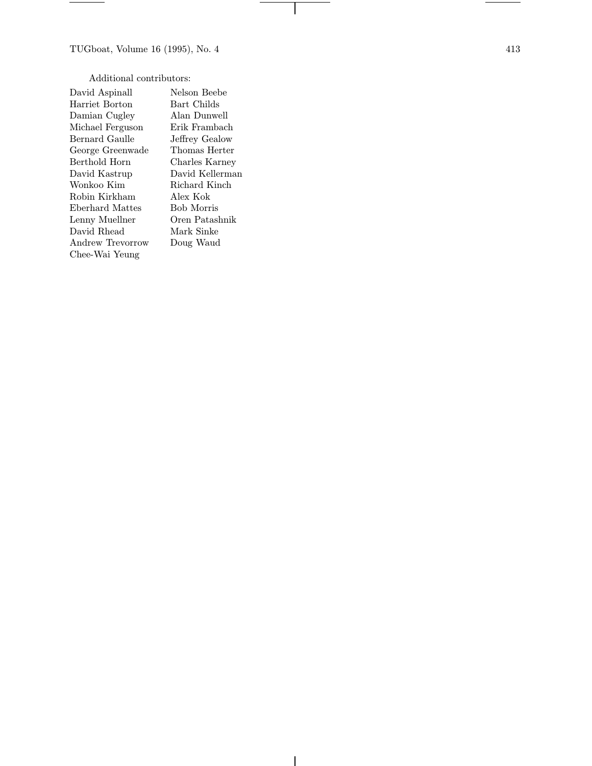Additional contributors:

| | |
|---|---|
| David Aspinall | Nelson Beebe |
| Harriet Borton | Bart Childs |
| Damian Cugley | Alan Dunwell |
| Michael Ferguson | Erik Frambach |
| Bernard Gaulle | Jeffrey Gealow |
| George Greenwade | Thomas Herter |
| Berthold Horn | Charles Karney |
| David Kastrup | David Kellerman |
| Wonkoo Kim | Richard Kinch |
| Robin Kirkham | Alex Kok |
| Eberhard Mattes | Bob Morris |
| Lenny Muellner | Oren Patashnik |
| David Rhead | Mark Sinke |
| Andrew Trevorrow | Doug Waud |
| Chee-Wai Yeung | |